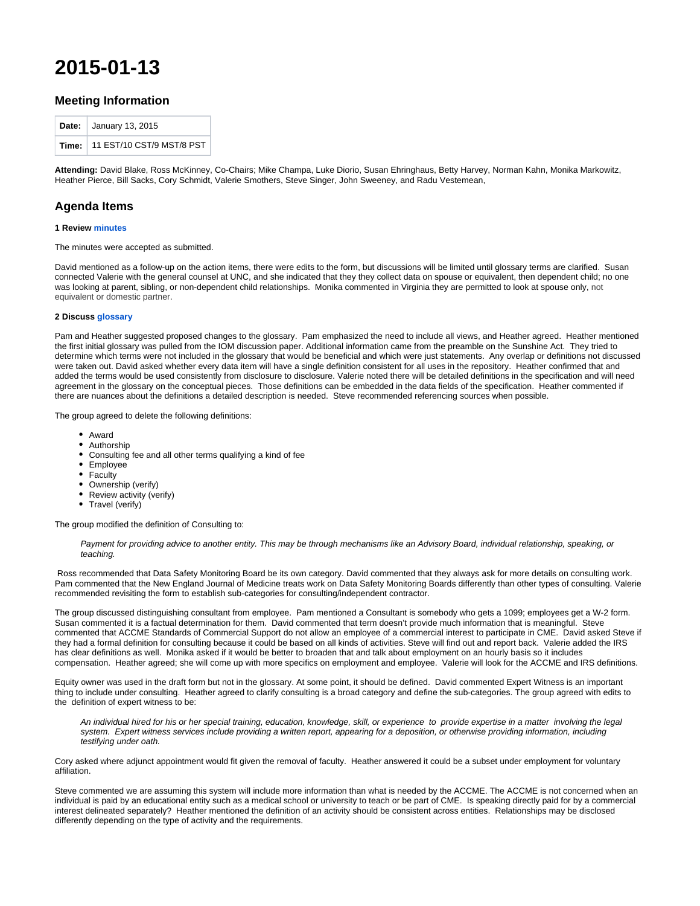# 2015-01-13

## Meeting Information

| Date: | January 13, 2015 |
|---|---|
| Time: | 11 EST/10 CST/9 MST/8 PST |

**Attending:** David Blake, Ross McKinney, Co-Chairs; Mike Champa, Luke Diorio, Susan Ehringhaus, Betty Harvey, Norman Kahn, Monika Markowitz, Heather Pierce, Bill Sacks, Cory Schmidt, Valerie Smothers, Steve Singer, John Sweeney, and Radu Vestemean,

## Agenda Items

**1 Review minutes**

The minutes were accepted as submitted.

David mentioned as a follow-up on the action items, there were edits to the form, but discussions will be limited until glossary terms are clarified. Susan connected Valerie with the general counsel at UNC, and she indicated that they they collect data on spouse or equivalent, then dependent child; no one was looking at parent, sibling, or non-dependent child relationships. Monika commented in Virginia they are permitted to look at spouse only, not equivalent or domestic partner.

**2 Discuss glossary**

Pam and Heather suggested proposed changes to the glossary. Pam emphasized the need to include all views, and Heather agreed. Heather mentioned the first initial glossary was pulled from the IOM discussion paper. Additional information came from the preamble on the Sunshine Act. They tried to determine which terms were not included in the glossary that would be beneficial and which were just statements. Any overlap or definitions not discussed were taken out. David asked whether every data item will have a single definition consistent for all uses in the repository. Heather confirmed that and added the terms would be used consistently from disclosure to disclosure. Valerie noted there will be detailed definitions in the specification and will need agreement in the glossary on the conceptual pieces. Those definitions can be embedded in the data fields of the specification. Heather commented if there are nuances about the definitions a detailed description is needed. Steve recommended referencing sources when possible.

The group agreed to delete the following definitions:

- Award
- Authorship
- Consulting fee and all other terms qualifying a kind of fee
- Employee
- Faculty
- Ownership (verify)
- Review activity (verify)
- Travel (verify)

The group modified the definition of Consulting to:

> *Payment for providing advice to another entity. This may be through mechanisms like an Advisory Board, individual relationship, speaking, or teaching.*

Ross recommended that Data Safety Monitoring Board be its own category. David commented that they always ask for more details on consulting work. Pam commented that the New England Journal of Medicine treats work on Data Safety Monitoring Boards differently than other types of consulting. Valerie recommended revisiting the form to establish sub-categories for consulting/independent contractor.

The group discussed distinguishing consultant from employee. Pam mentioned a Consultant is somebody who gets a 1099; employees get a W-2 form. Susan commented it is a factual determination for them. David commented that term doesn't provide much information that is meaningful. Steve commented that ACCME Standards of Commercial Support do not allow an employee of a commercial interest to participate in CME. David asked Steve if they had a formal definition for consulting because it could be based on all kinds of activities. Steve will find out and report back. Valerie added the IRS has clear definitions as well. Monika asked if it would be better to broaden that and talk about employment on an hourly basis so it includes compensation. Heather agreed; she will come up with more specifics on employment and employee. Valerie will look for the ACCME and IRS definitions.

Equity owner was used in the draft form but not in the glossary. At some point, it should be defined. David commented Expert Witness is an important thing to include under consulting. Heather agreed to clarify consulting is a broad category and define the sub-categories. The group agreed with edits to the definition of expert witness to be:

> *An individual hired for his or her special training, education, knowledge, skill, or experience to provide expertise in a matter involving the legal system. Expert witness services include providing a written report, appearing for a deposition, or otherwise providing information, including testifying under oath.*

Cory asked where adjunct appointment would fit given the removal of faculty. Heather answered it could be a subset under employment for voluntary affiliation.

Steve commented we are assuming this system will include more information than what is needed by the ACCME. The ACCME is not concerned when an individual is paid by an educational entity such as a medical school or university to teach or be part of CME. Is speaking directly paid for by a commercial interest delineated separately? Heather mentioned the definition of an activity should be consistent across entities. Relationships may be disclosed differently depending on the type of activity and the requirements.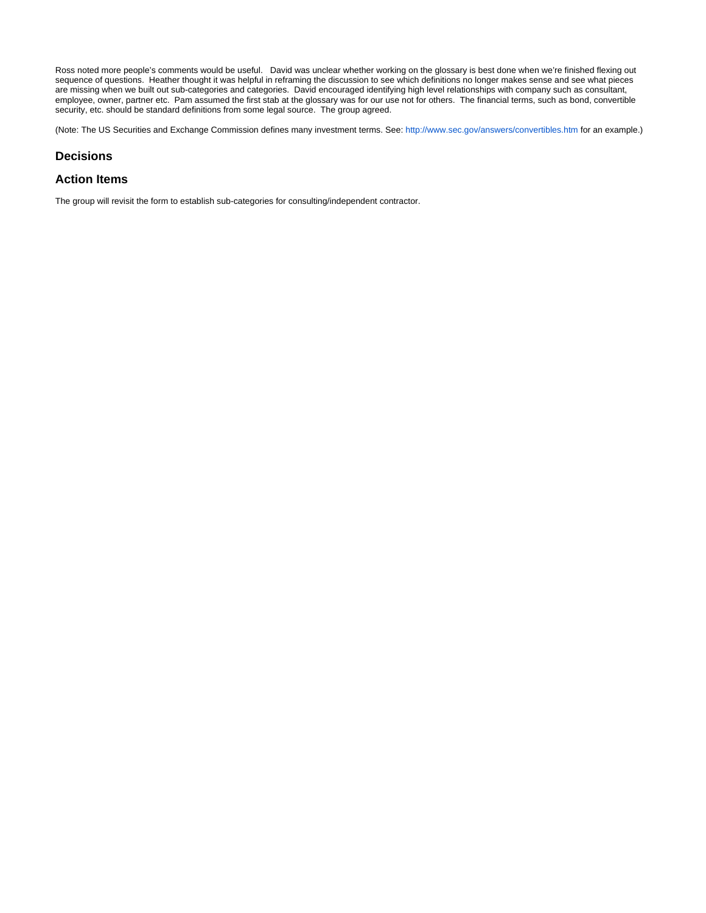Ross noted more people's comments would be useful. David was unclear whether working on the glossary is best done when we're finished flexing out sequence of questions. Heather thought it was helpful in reframing the discussion to see which definitions no longer makes sense and see what pieces are missing when we built out sub-categories and categories. David encouraged identifying high level relationships with company such as consultant, employee, owner, partner etc. Pam assumed the first stab at the glossary was for our use not for others. The financial terms, such as bond, convertible security, etc. should be standard definitions from some legal source. The group agreed.

(Note: The US Securities and Exchange Commission defines many investment terms. See: http://www.sec.gov/answers/convertibles.htm for an example.)

## Decisions

## Action Items

The group will revisit the form to establish sub-categories for consulting/independent contractor.